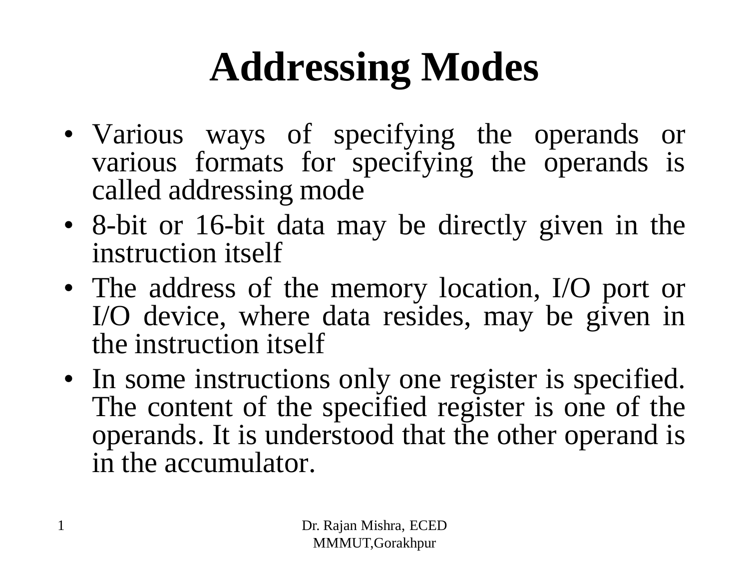# Addressing Modes

- Various ways of specifying the operands or various formats for specifying the operands is called addressing mode
- 8-bit or 16-bit data may be directly given in the instruction itself
- The address of the memory location, I/O port or I/O device, where data resides, may be given in the instruction itself
- In some instructions only one register is specified. The content of the specified register is one of the operands. It is understood that the other operand is in the accumulator.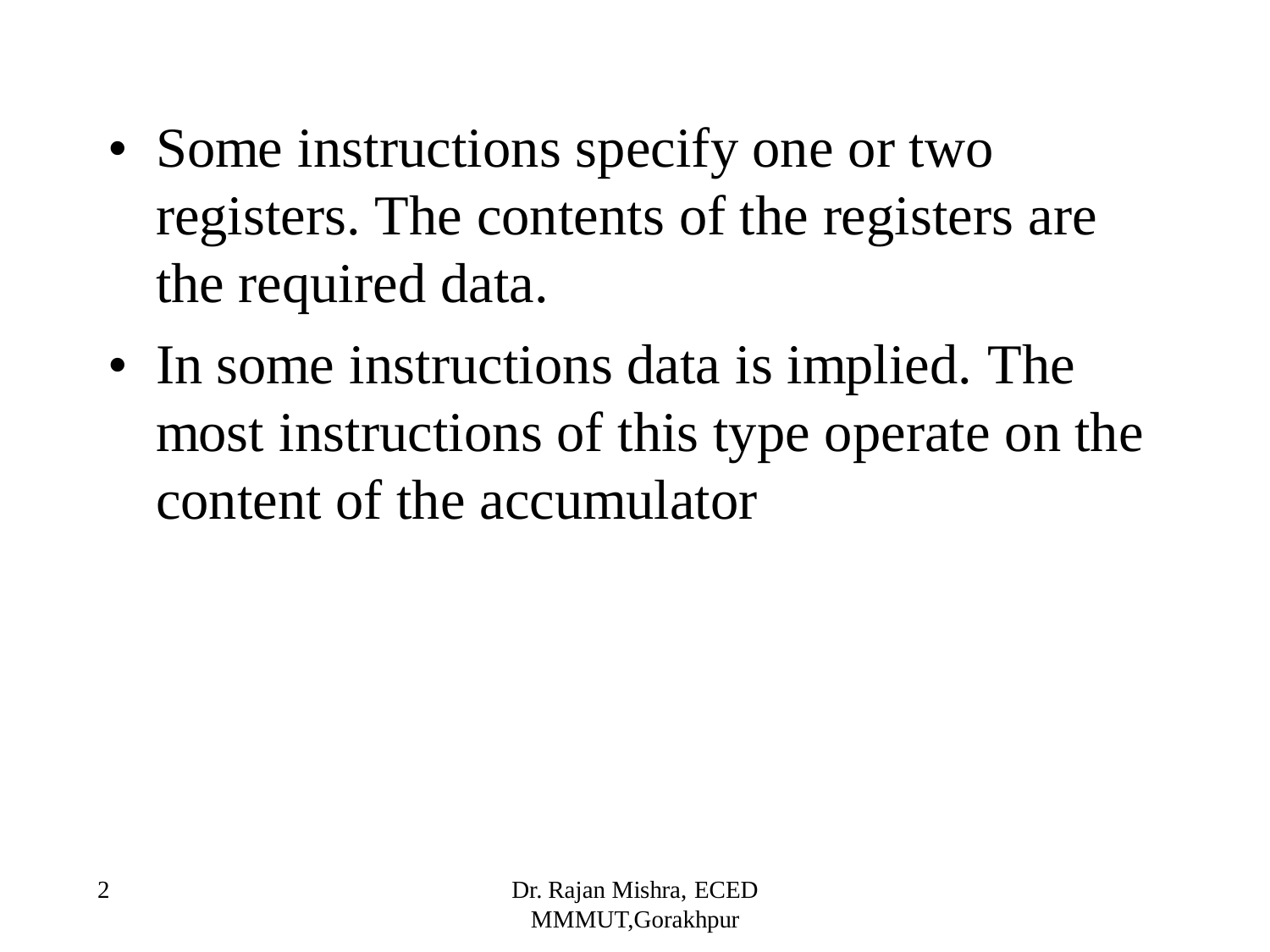- Some instructions specify one or two registers. The contents of the registers are the required data.
- In some instructions data is implied. The most instructions of this type operate on the content of the accumulator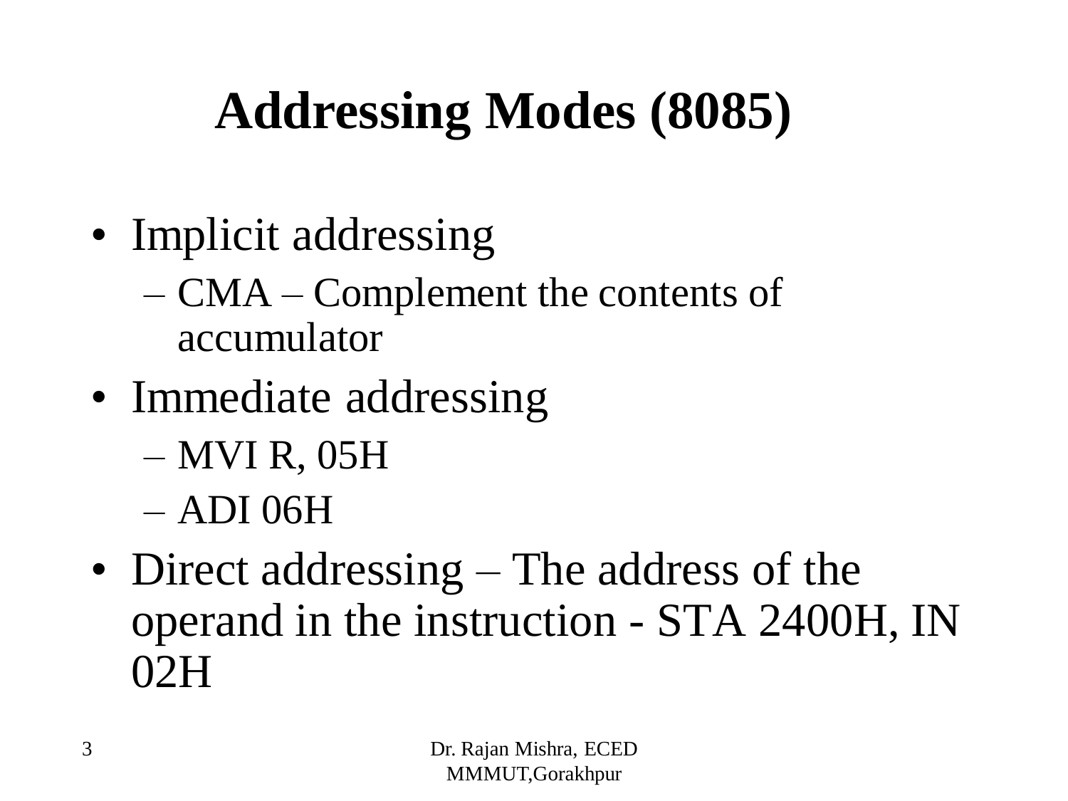# Addressing Modes (8085)

- Implicit addressing
  - CMA – Complement the contents of accumulator
- Immediate addressing
  - MVI R, 05H
  - ADI 06H
- Direct addressing – The address of the operand in the instruction - STA 2400H, IN 02H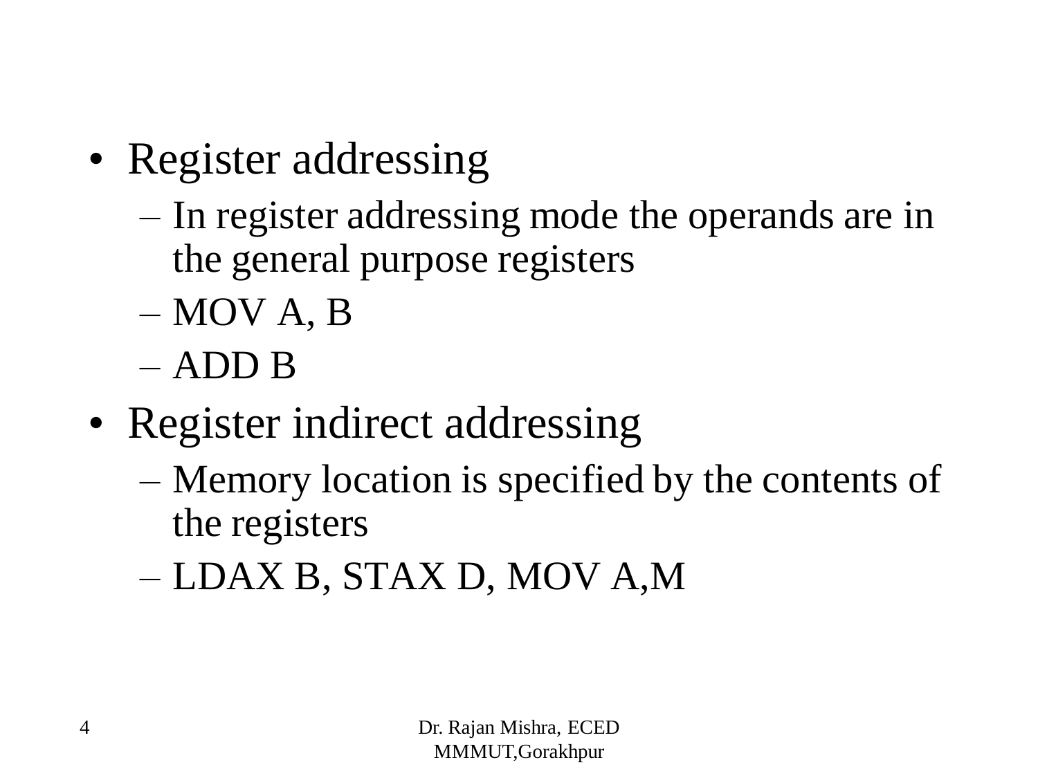- Register addressing
  - In register addressing mode the operands are in the general purpose registers
  - MOV A, B
  - ADD B
- Register indirect addressing
  - Memory location is specified by the contents of the registers
  - LDAX B, STAX D, MOV A,M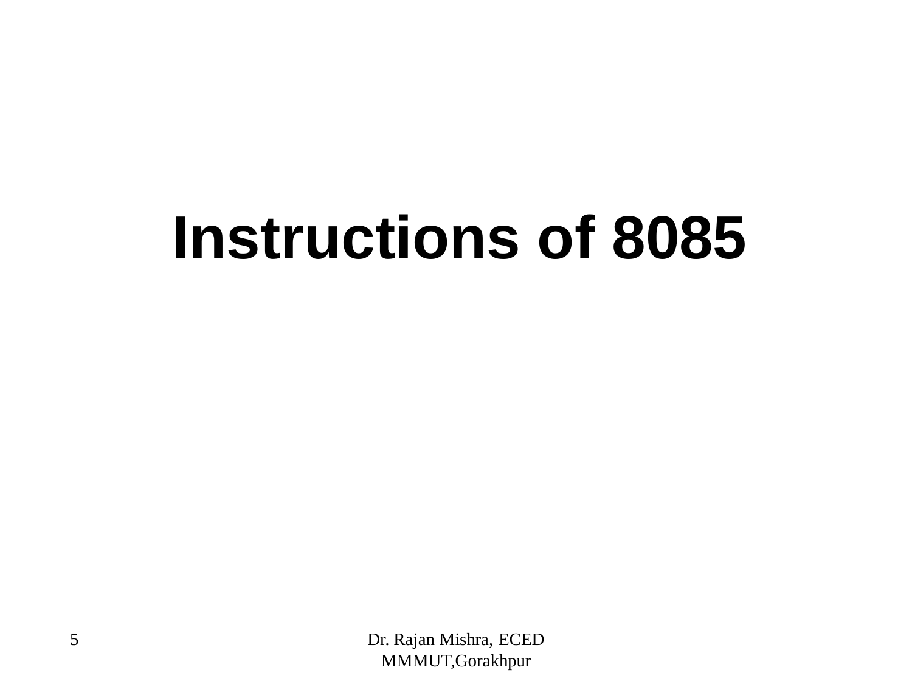# Instructions of 8085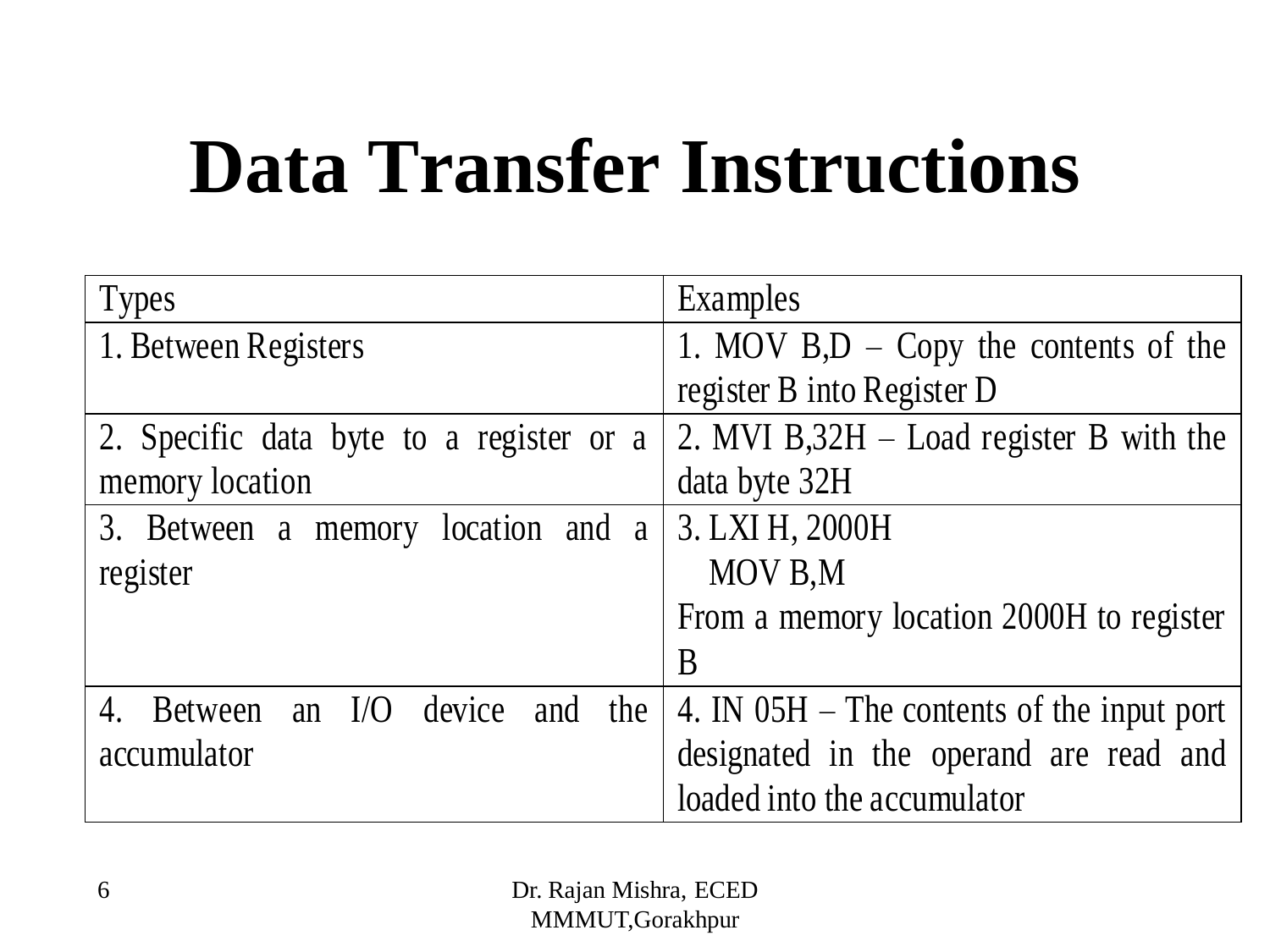# Data Transfer Instructions

| Types | Examples |
|---|---|
| 1. Between Registers | 1. MOV B,D – Copy the contents of the register B into Register D |
| 2. Specific data byte to a register or a memory location | 2. MVI B,32H – Load register B with the data byte 32H |
| 3. Between a memory location and a register | 3. LXI H, 2000H<br>MOV B,M<br>From a memory location 2000H to register B |
| 4. Between an I/O device and the accumulator | 4. IN 05H – The contents of the input port designated in the operand are read and loaded into the accumulator |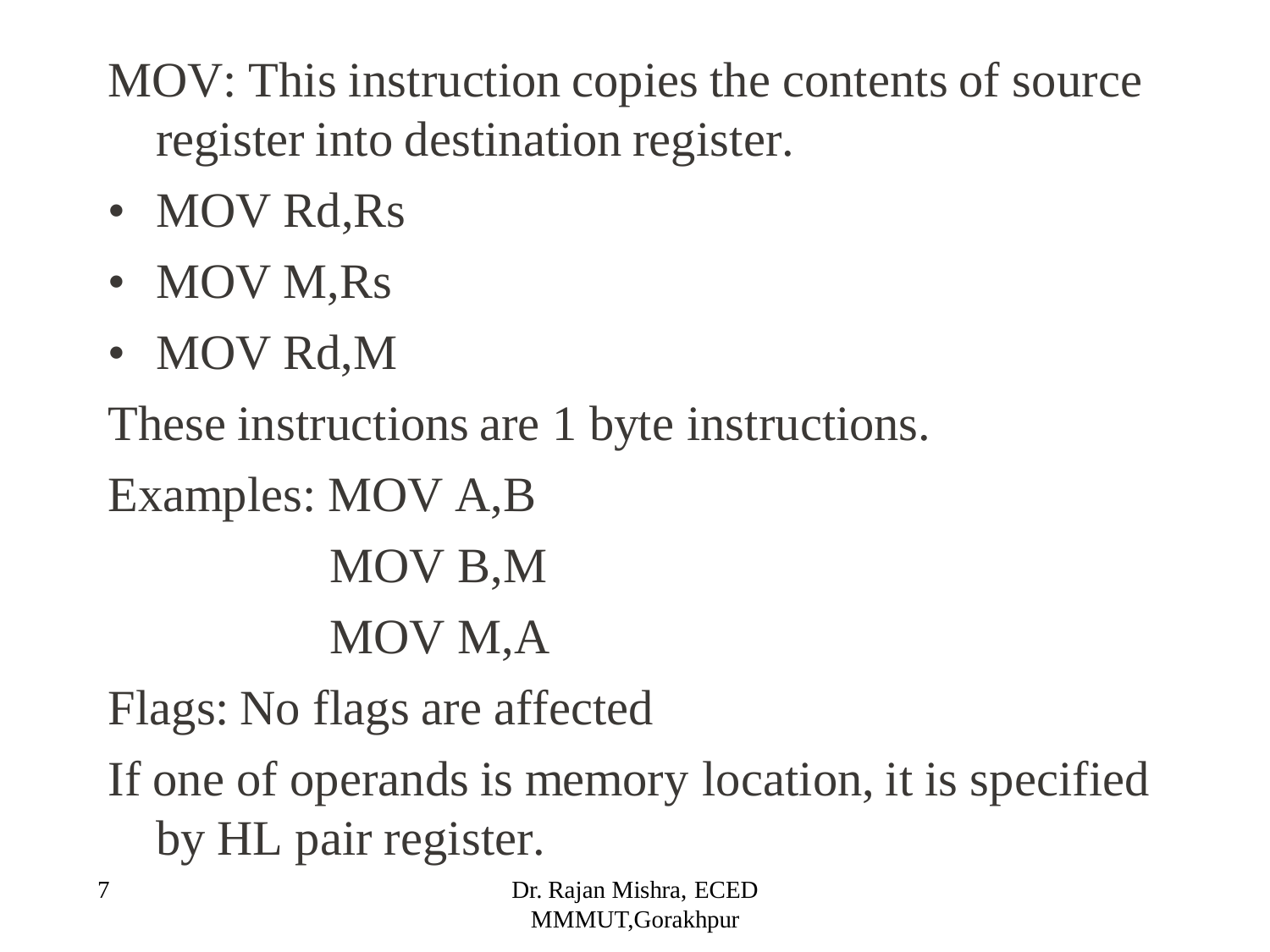MOV: This instruction copies the contents of source register into destination register.

- MOV Rd,Rs
- MOV M,Rs
- MOV Rd,M

These instructions are 1 byte instructions.

Examples: MOV A,B

MOV B,M

MOV M,A

Flags: No flags are affected

If one of operands is memory location, it is specified by HL pair register.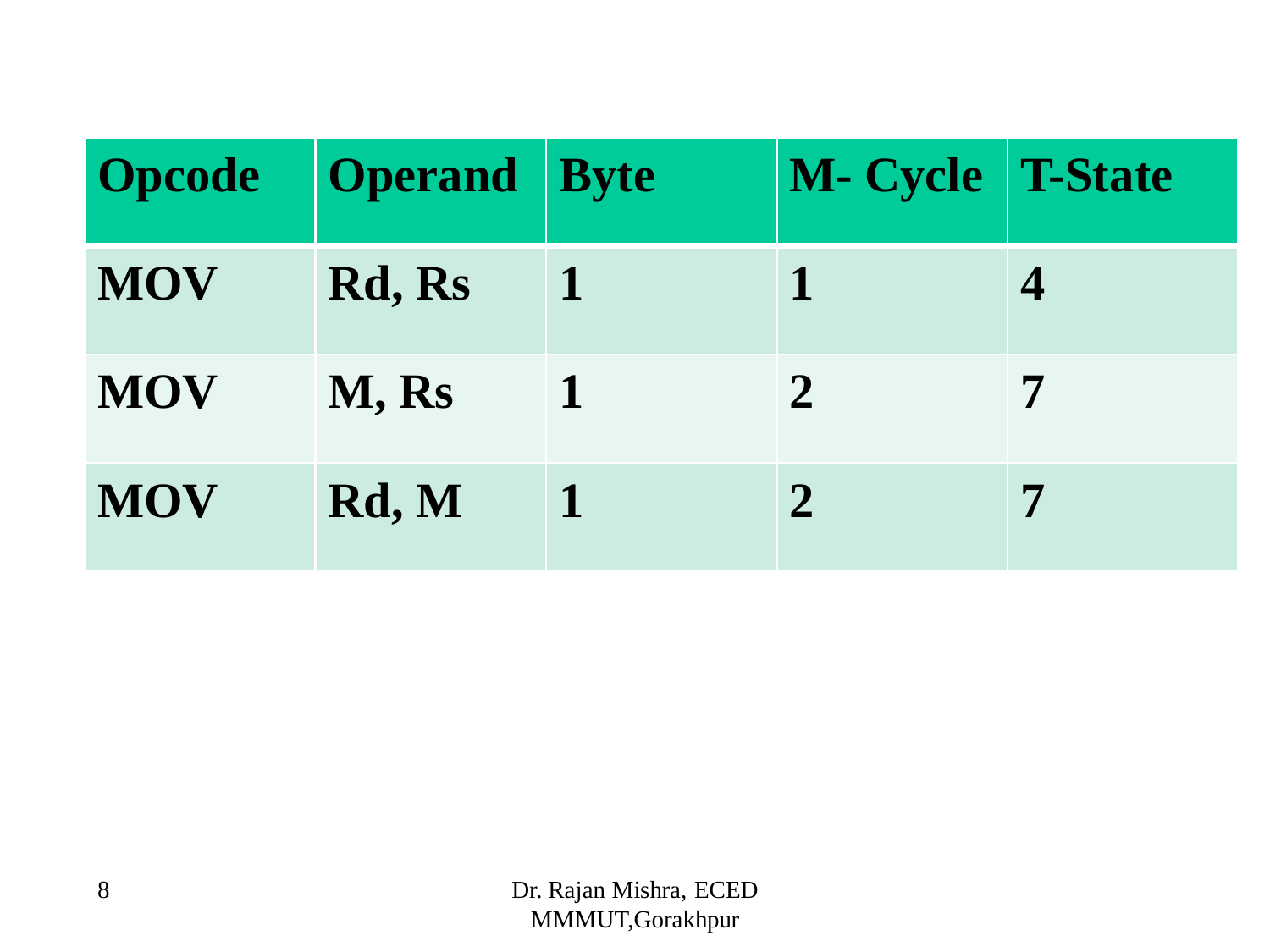| Opcode | Operand | Byte | M- Cycle | T-State |
| --- | --- | --- | --- | --- |
| MOV | Rd, Rs | 1 | 1 | 4 |
| MOV | M, Rs | 1 | 2 | 7 |
| MOV | Rd, M | 1 | 2 | 7 |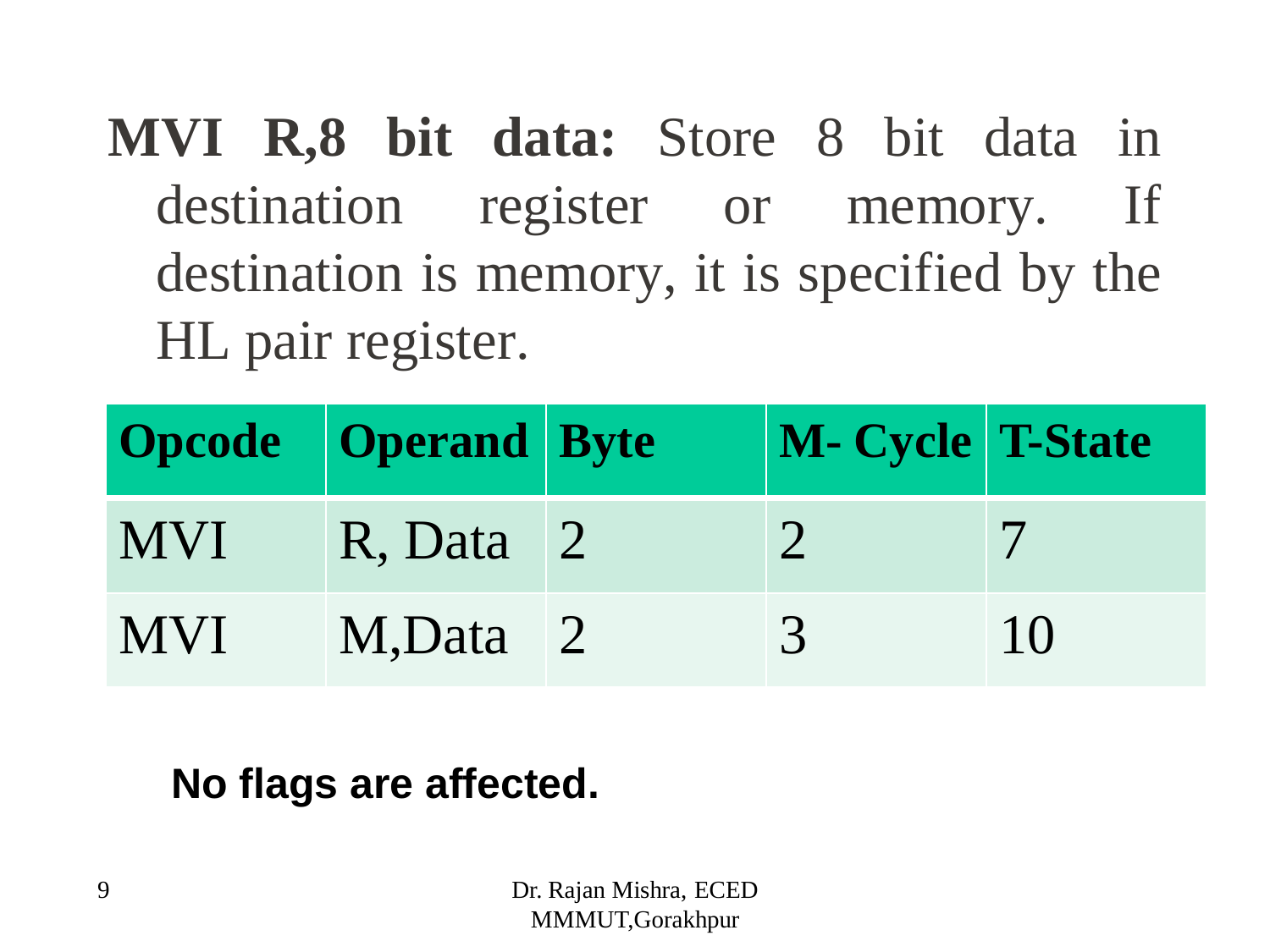**MVI R,8 bit data:** Store 8 bit data in destination register or memory. If destination is memory, it is specified by the HL pair register.

| Opcode | Operand | Byte | M- Cycle | T-State |
|---|---|---|---|---|
| MVI | R, Data | 2 | 2 | 7 |
| MVI | M,Data | 2 | 3 | 10 |

**No flags are affected.**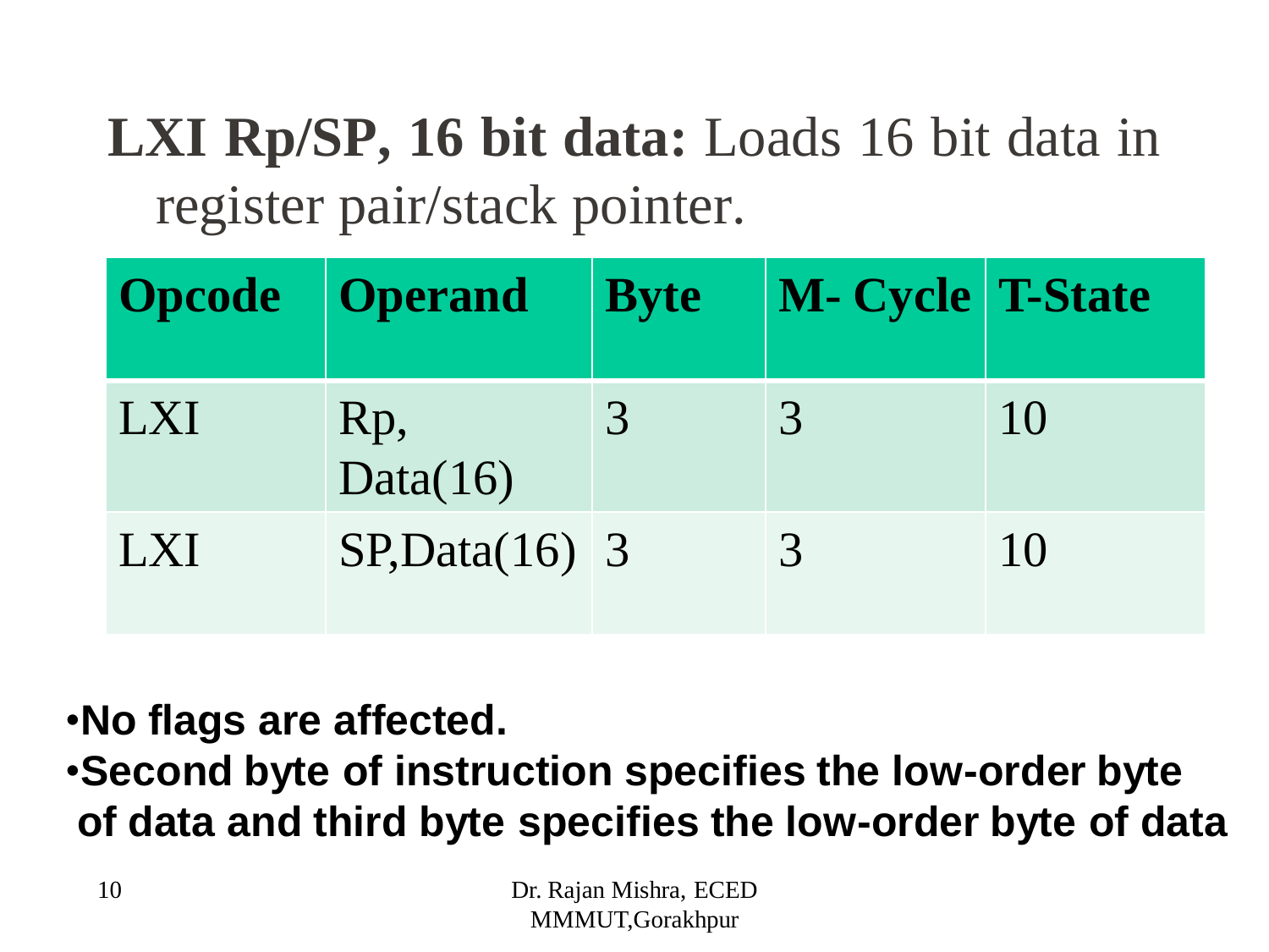**LXI Rp/SP, 16 bit data:** Loads 16 bit data in register pair/stack pointer.

| Opcode | Operand | Byte | M- Cycle | T-State |
|---|---|---|---|---|
| LXI | Rp, Data(16) | 3 | 3 | 10 |
| LXI | SP,Data(16) | 3 | 3 | 10 |

- **No flags are affected.**
- **Second byte of instruction specifies the low-order byte of data and third byte specifies the low-order byte of data**

Dr. Rajan Mishra, ECED MMMUT,Gorakhpur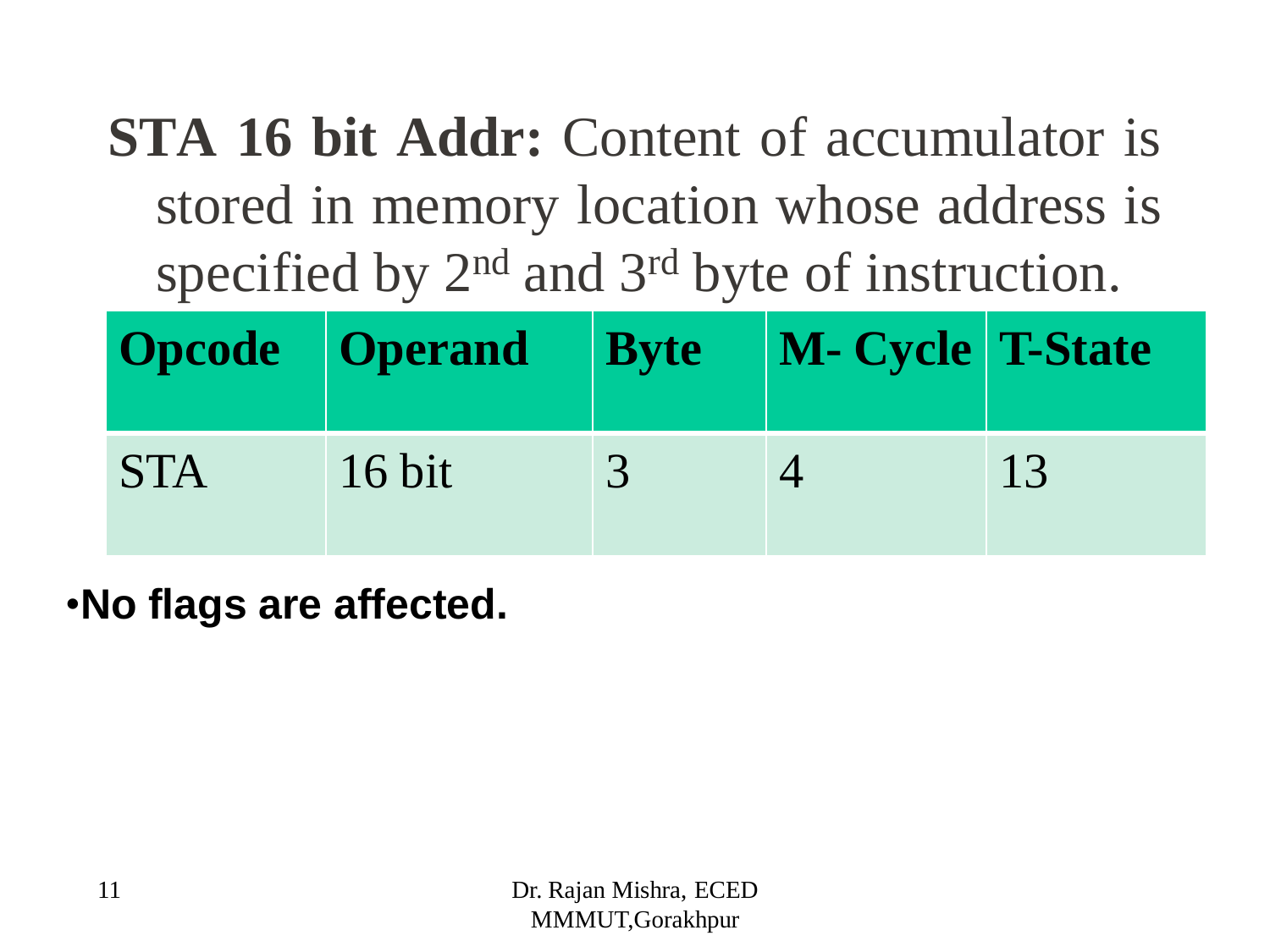**STA 16 bit Addr:** Content of accumulator is stored in memory location whose address is specified by 2nd and 3rd byte of instruction.

| Opcode | Operand | Byte | M- Cycle | T-State |
|---|---|---|---|---|
| STA | 16 bit | 3 | 4 | 13 |

- **No flags are affected.**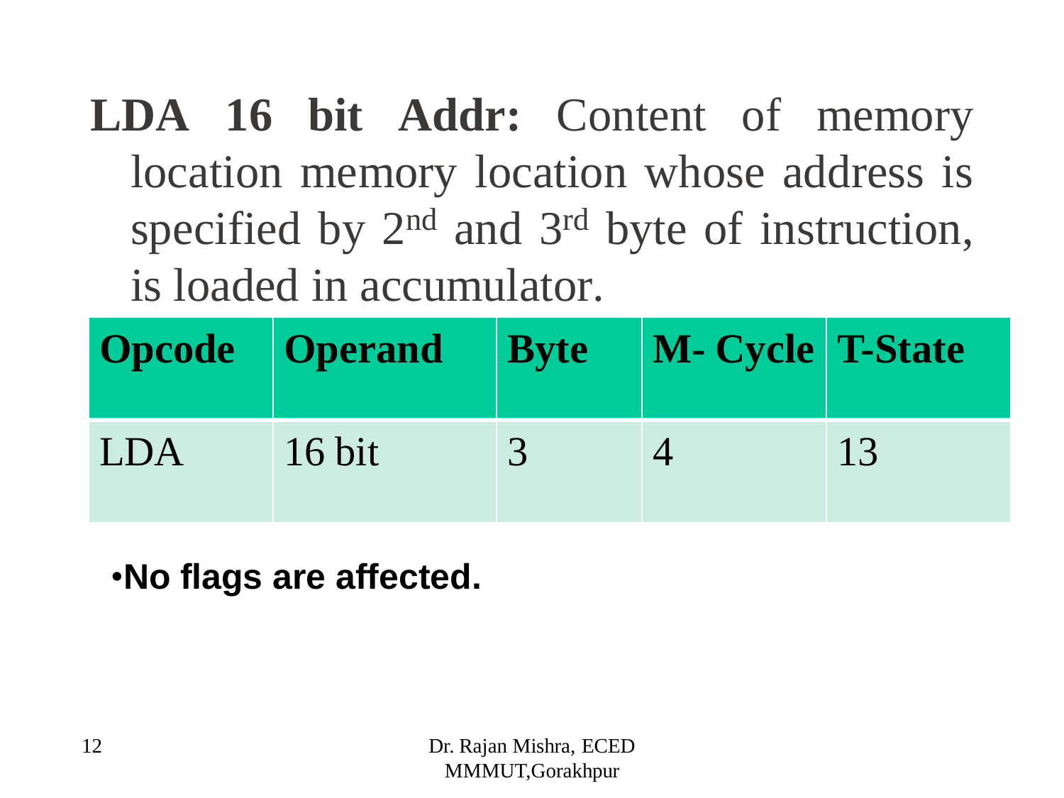**LDA 16 bit Addr:** Content of memory location memory location whose address is specified by 2nd and 3rd byte of instruction, is loaded in accumulator.

| Opcode | Operand | Byte | M- Cycle | T-State |
|---|---|---|---|---|
| LDA | 16 bit | 3 | 4 | 13 |

- **No flags are affected.**

Dr. Rajan Mishra, ECED MMMUT,Gorakhpur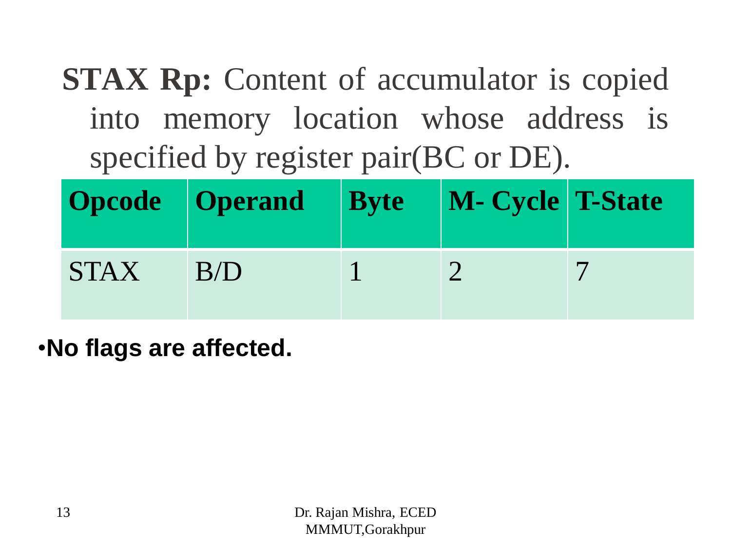**STAX Rp:** Content of accumulator is copied into memory location whose address is specified by register pair(BC or DE).

| Opcode | Operand | Byte | M- Cycle | T-State |
|---|---|---|---|---|
| STAX | B/D | 1 | 2 | 7 |

- **No flags are affected.**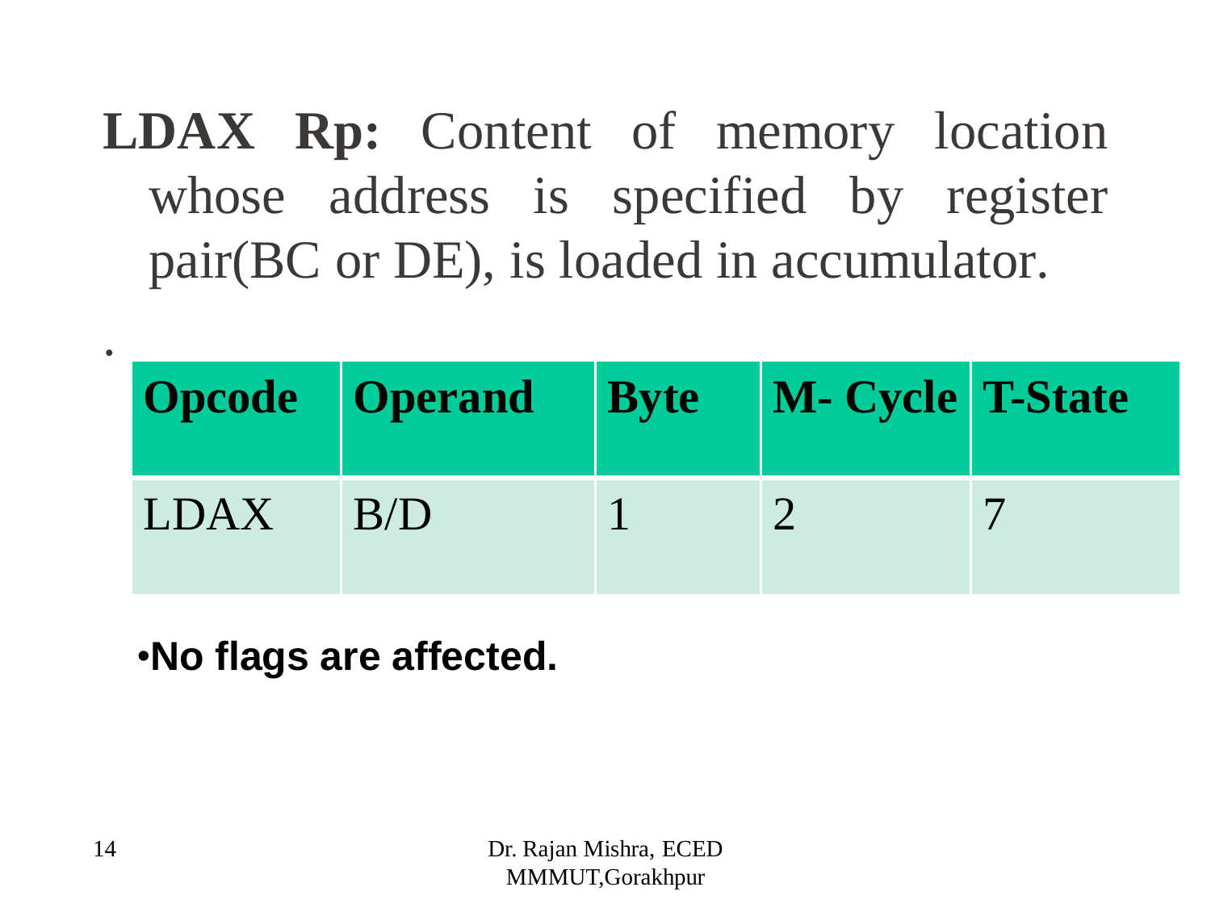**LDAX Rp:** Content of memory location whose address is specified by register pair(BC or DE), is loaded in accumulator.

| Opcode | Operand | Byte | M- Cycle | T-State |
|---|---|---|---|---|
| LDAX | B/D | 1 | 2 | 7 |

- **No flags are affected.**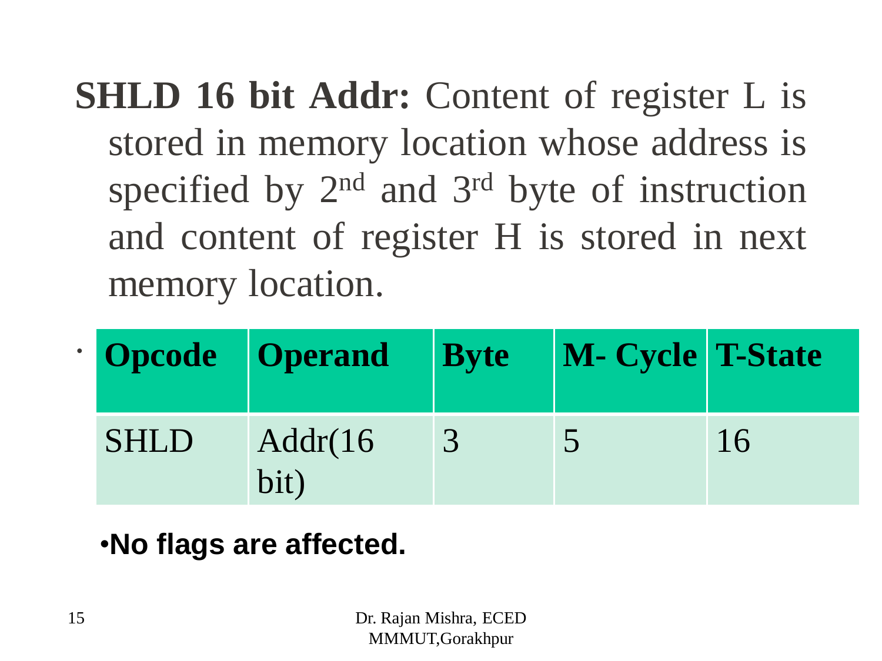**SHLD 16 bit Addr:** Content of register L is stored in memory location whose address is specified by 2nd and 3rd byte of instruction and content of register H is stored in next memory location.

| Opcode | Operand | Byte | M- Cycle | T-State |
|---|---|---|---|---|
| SHLD | Addr(16 bit) | 3 | 5 | 16 |

- **No flags are affected.**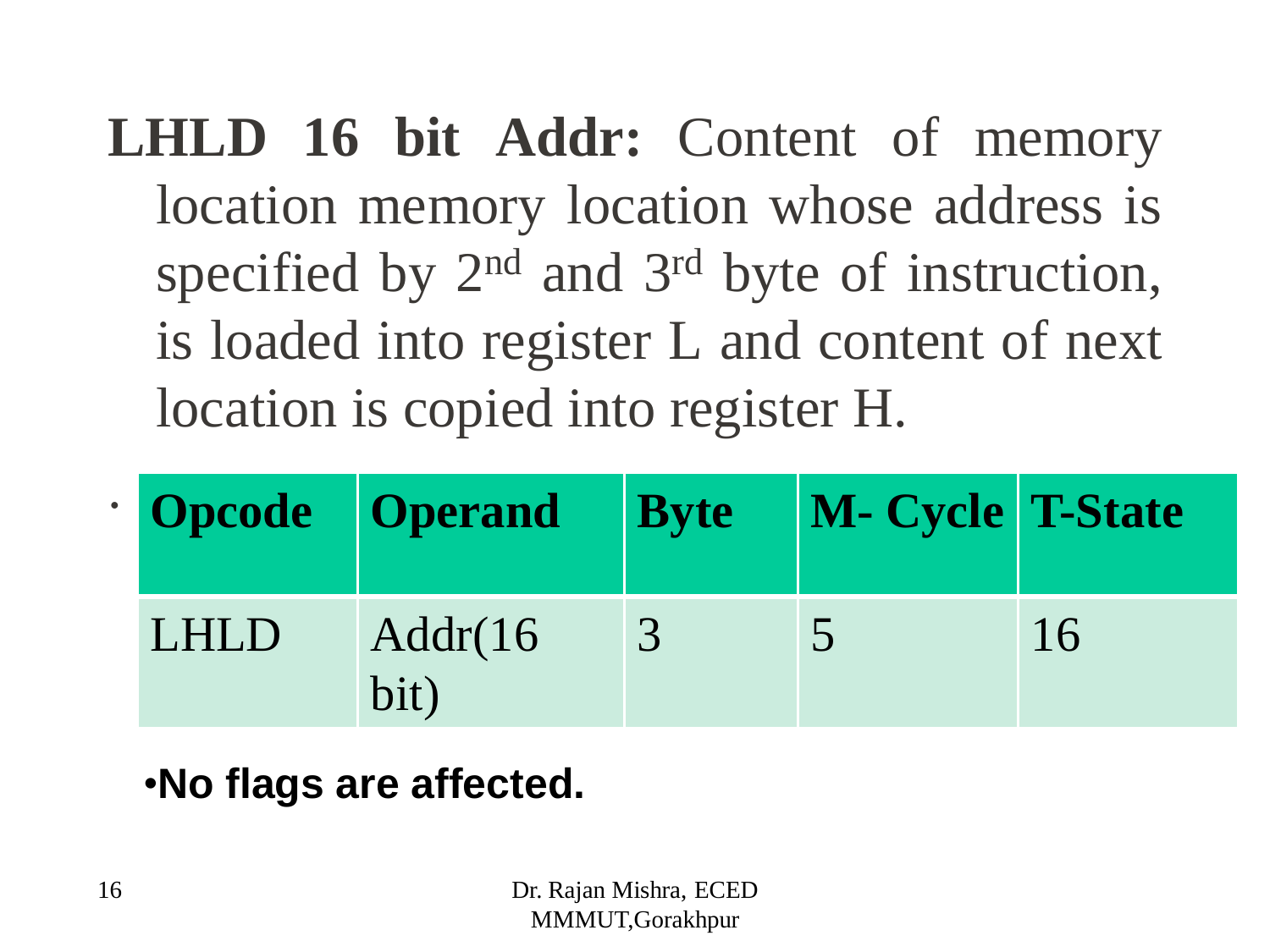**LHLD 16 bit Addr:** Content of memory location memory location whose address is specified by 2nd and 3rd byte of instruction, is loaded into register L and content of next location is copied into register H.

| Opcode | Operand | Byte | M- Cycle | T-State |
|---|---|---|---|---|
| LHLD | Addr(16 bit) | 3 | 5 | 16 |

- **No flags are affected.**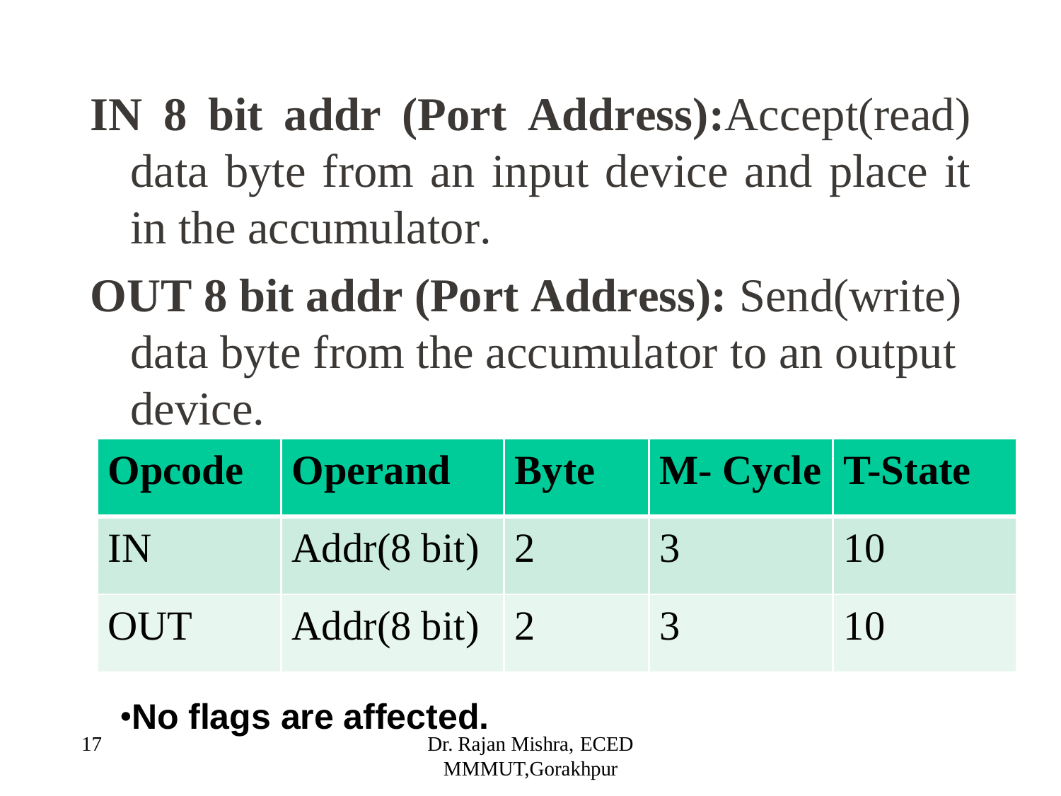**IN 8 bit addr (Port Address):** Accept(read) data byte from an input device and place it in the accumulator.

**OUT 8 bit addr (Port Address):** Send(write) data byte from the accumulator to an output device.

| Opcode | Operand | Byte | M- Cycle | T-State |
| --- | --- | --- | --- | --- |
| IN | Addr(8 bit) | 2 | 3 | 10 |
| OUT | Addr(8 bit) | 2 | 3 | 10 |

- **No flags are affected.**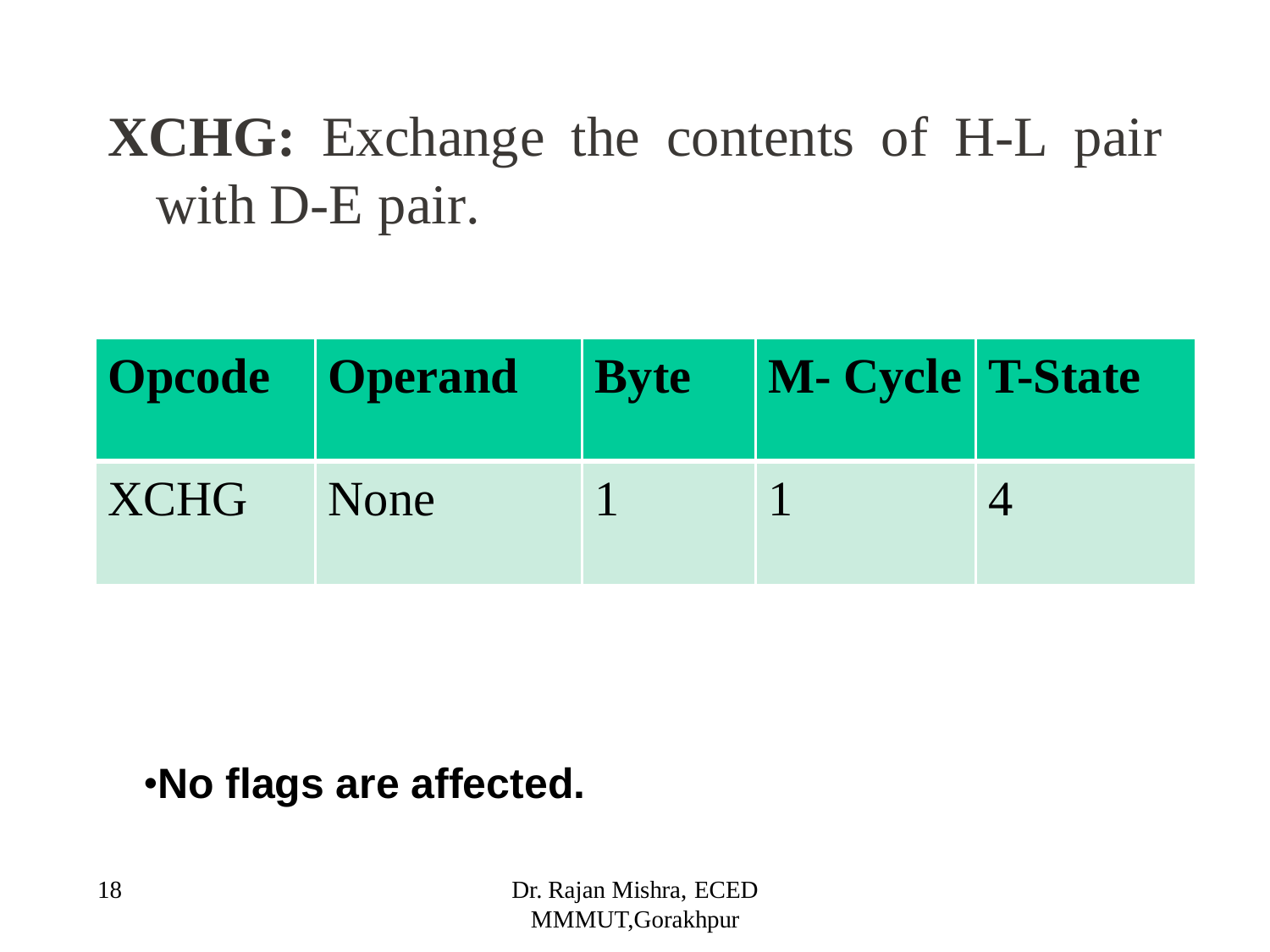**XCHG:** Exchange the contents of H-L pair with D-E pair.

| Opcode | Operand | Byte | M- Cycle | T-State |
|---|---|---|---|---|
| XCHG | None | 1 | 1 | 4 |

- **No flags are affected.**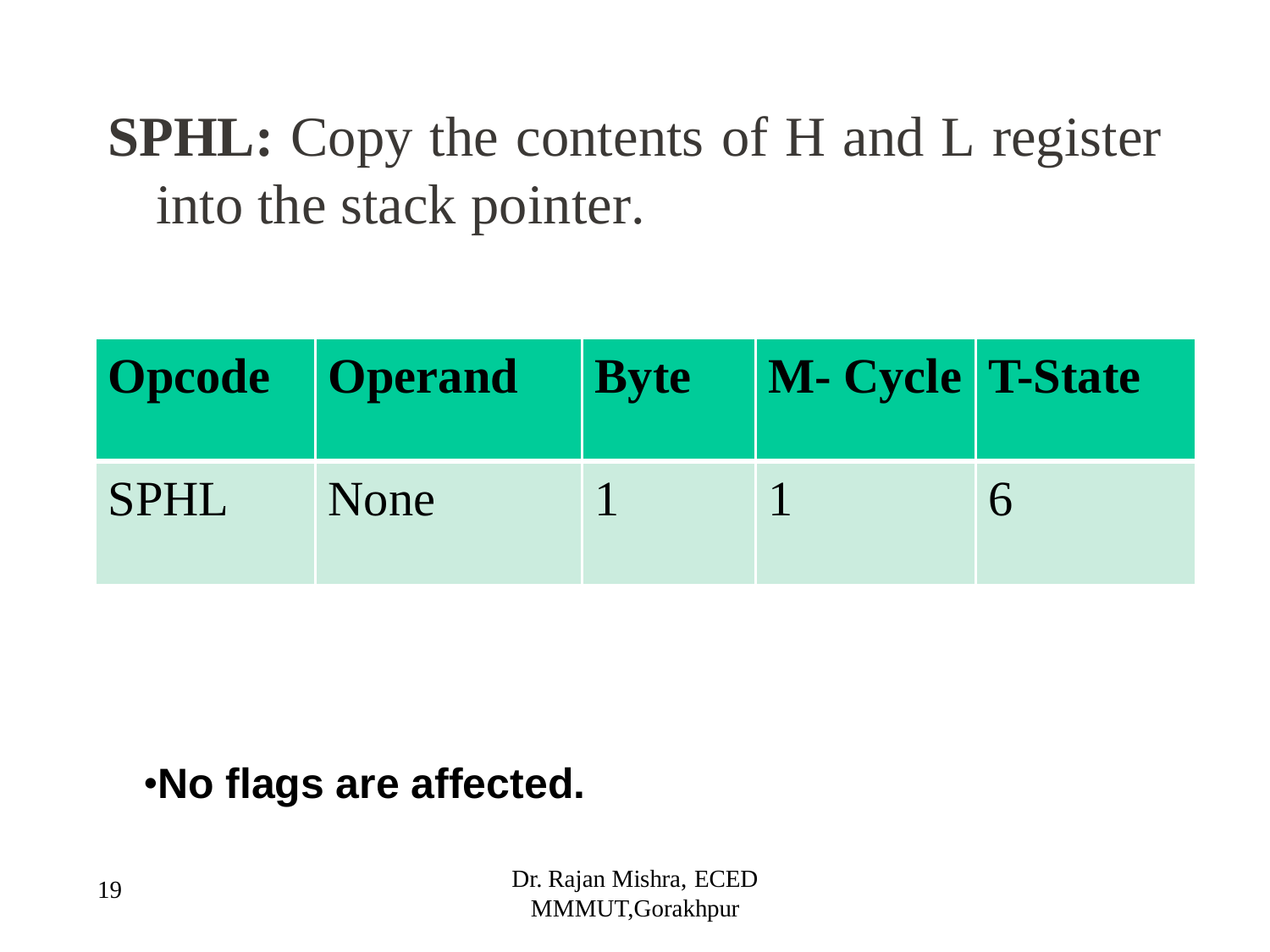**SPHL:** Copy the contents of H and L register into the stack pointer.

| Opcode | Operand | Byte | M- Cycle | T-State |
|---|---|---|---|---|
| SPHL | None | 1 | 1 | 6 |

- **No flags are affected.**

Dr. Rajan Mishra, ECED MMMUT,Gorakhpur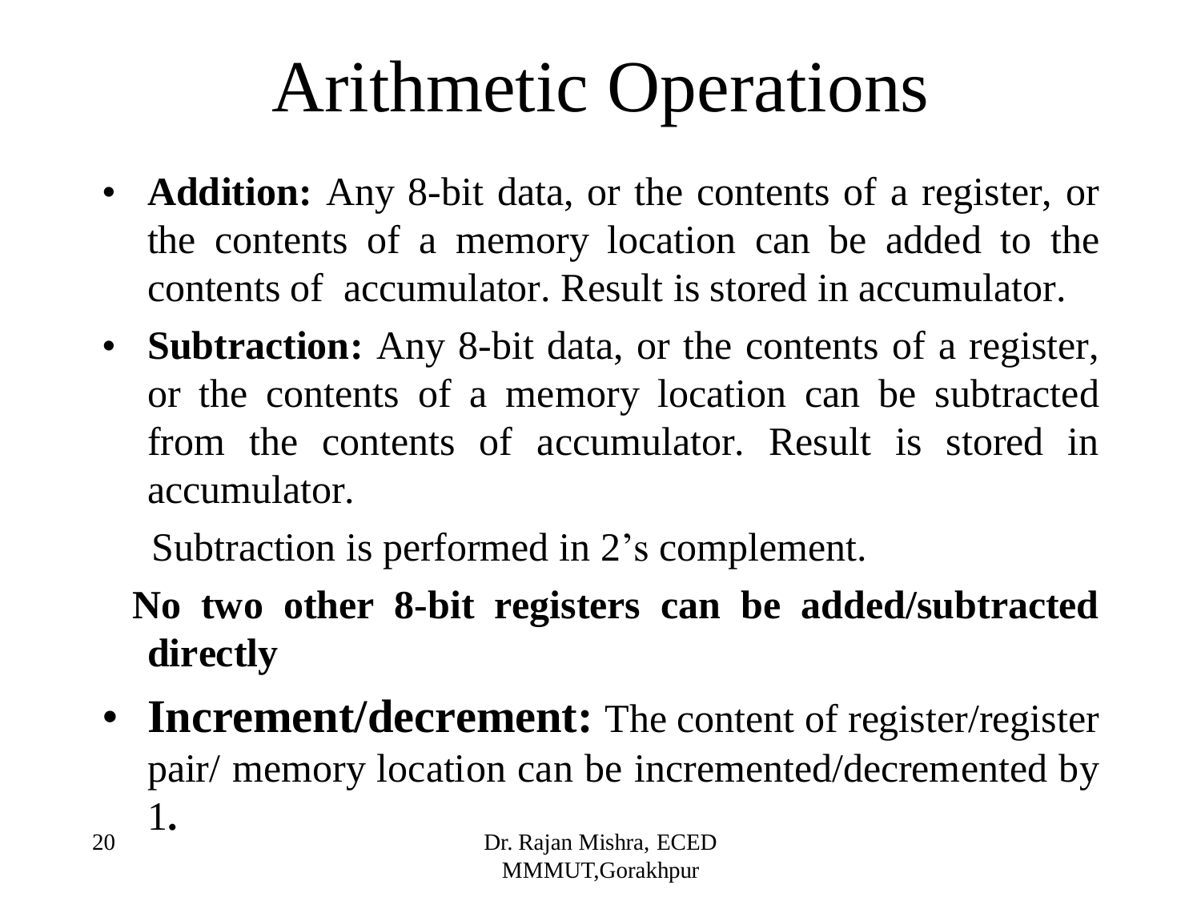# Arithmetic Operations

- **Addition:** Any 8-bit data, or the contents of a register, or the contents of a memory location can be added to the contents of accumulator. Result is stored in accumulator.
- **Subtraction:** Any 8-bit data, or the contents of a register, or the contents of a memory location can be subtracted from the contents of accumulator. Result is stored in accumulator.

  Subtraction is performed in 2's complement.

  **No two other 8-bit registers can be added/subtracted directly**

- **Increment/decrement:** The content of register/register pair/ memory location can be incremented/decremented by 1.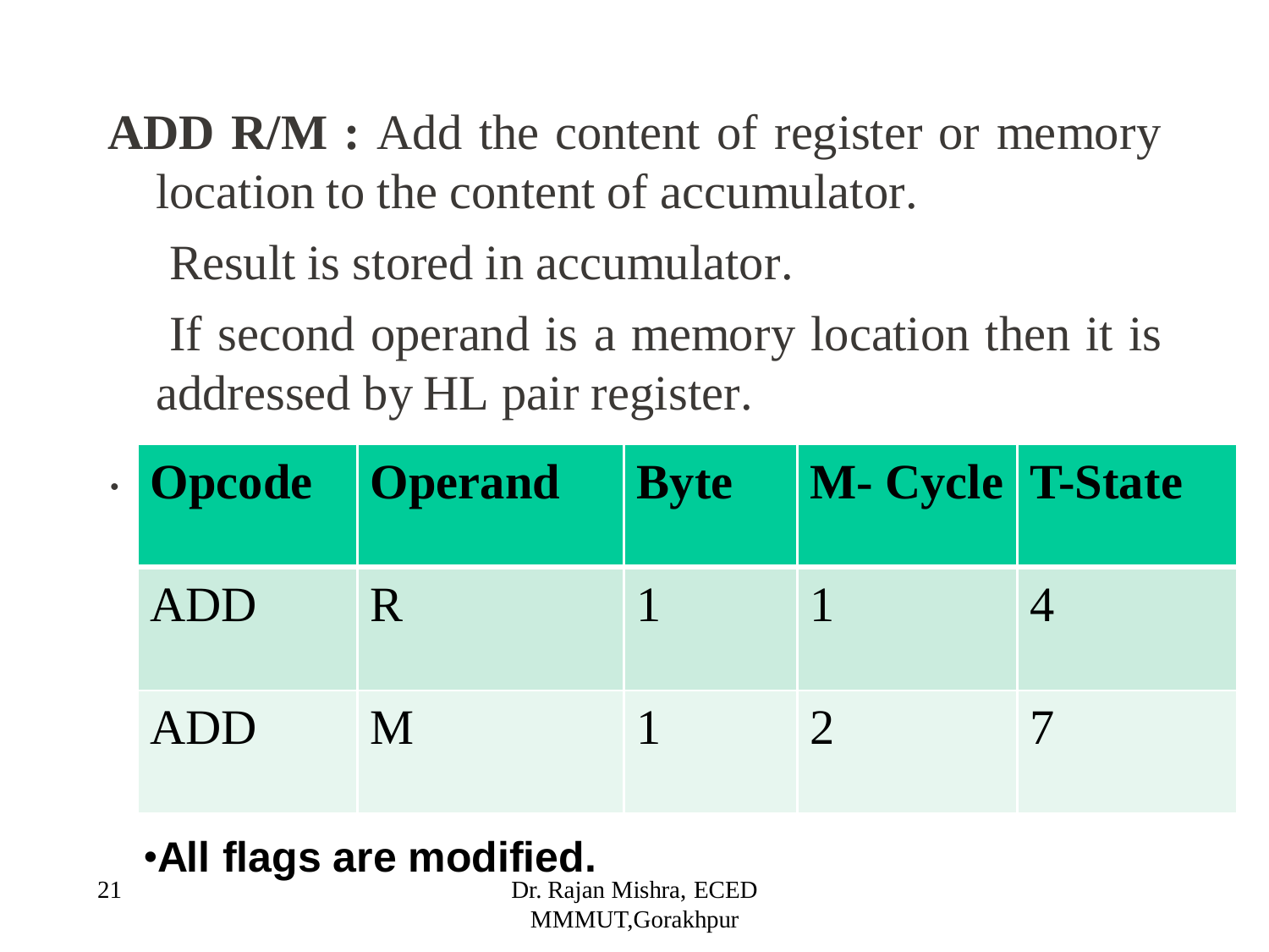**ADD R/M :** Add the content of register or memory location to the content of accumulator.

Result is stored in accumulator.

If second operand is a memory location then it is addressed by HL pair register.

| Opcode | Operand | Byte | M- Cycle | T-State |
|---|---|---|---|---|
| ADD | R | 1 | 1 | 4 |
| ADD | M | 1 | 2 | 7 |

- **All flags are modified.**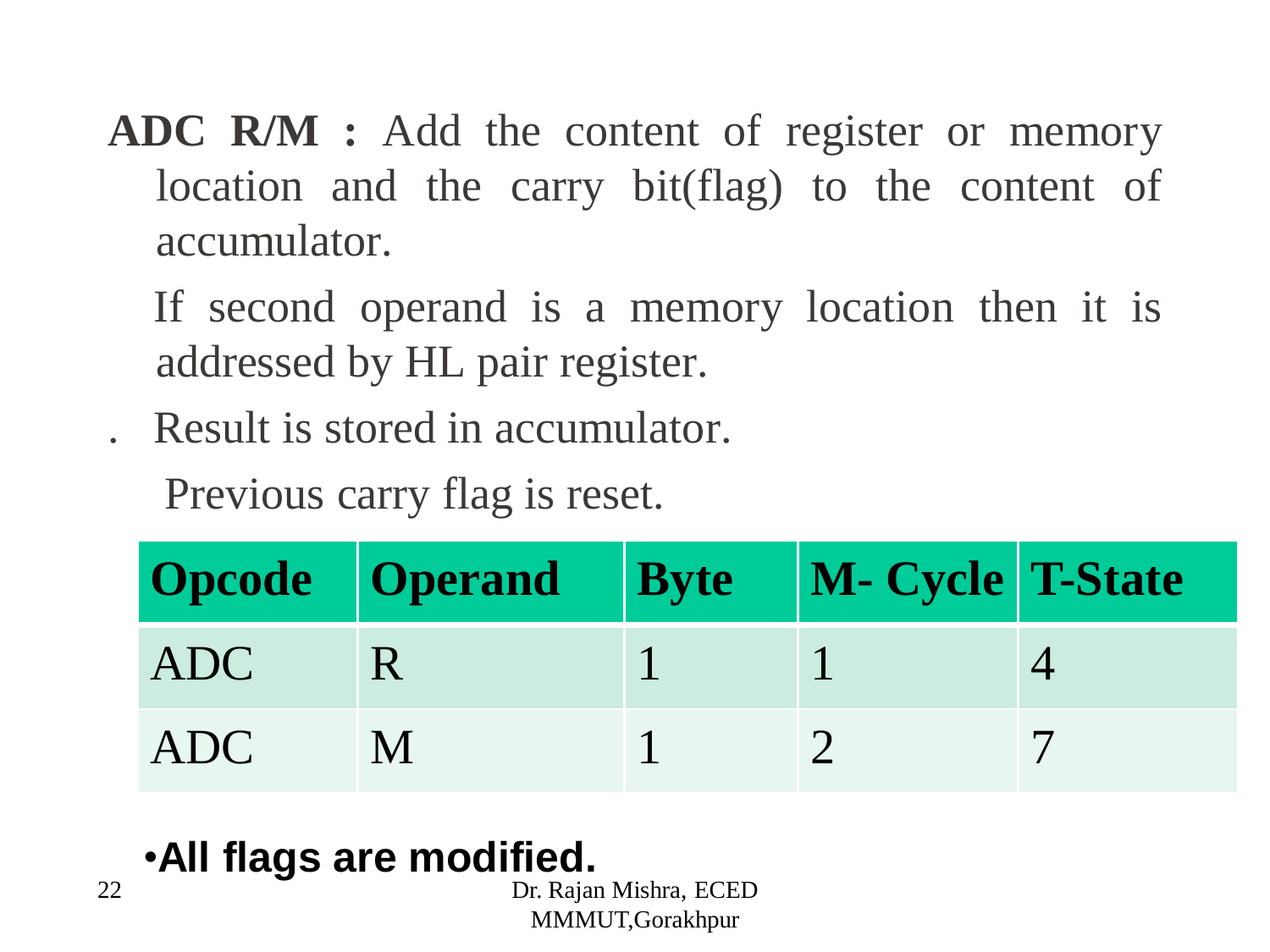**ADC R/M :** Add the content of register or memory location and the carry bit(flag) to the content of accumulator.

If second operand is a memory location then it is addressed by HL pair register.

. Result is stored in accumulator.

Previous carry flag is reset.

| Opcode | Operand | Byte | M- Cycle | T-State |
|---|---|---|---|---|
| ADC | R | 1 | 1 | 4 |
| ADC | M | 1 | 2 | 7 |

- **All flags are modified.**

Dr. Rajan Mishra, ECED MMMUT,Gorakhpur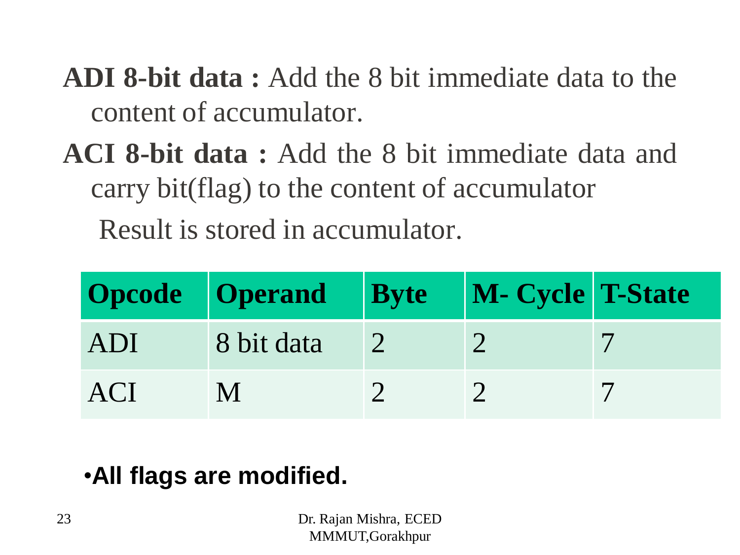**ADI 8-bit data :** Add the 8 bit immediate data to the content of accumulator.

**ACI 8-bit data :** Add the 8 bit immediate data and carry bit(flag) to the content of accumulator

Result is stored in accumulator.

| Opcode | Operand | Byte | M- Cycle | T-State |
|---|---|---|---|---|
| ADI | 8 bit data | 2 | 2 | 7 |
| ACI | M | 2 | 2 | 7 |

- **All flags are modified.**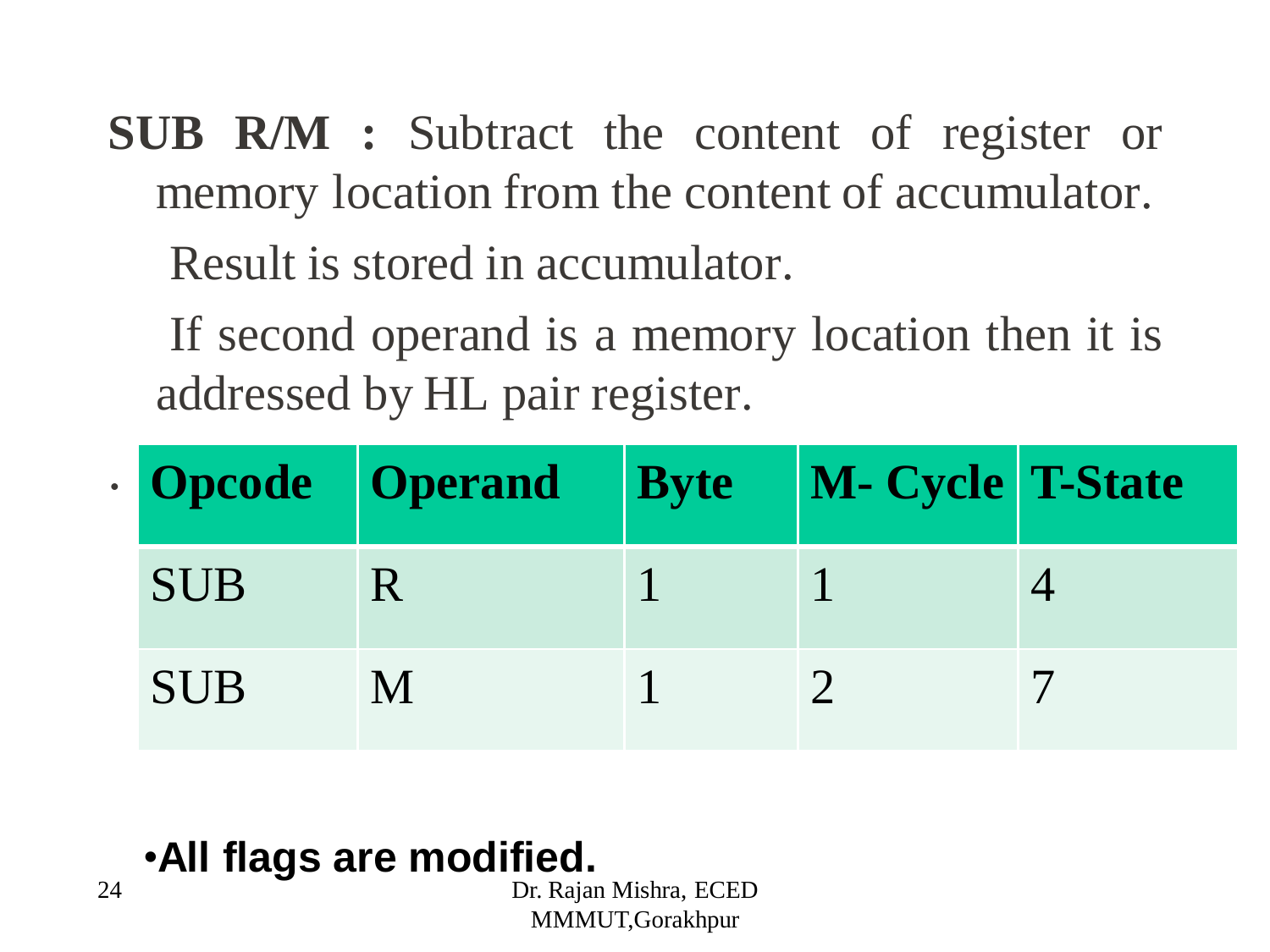**SUB R/M :** Subtract the content of register or memory location from the content of accumulator.

Result is stored in accumulator.

If second operand is a memory location then it is addressed by HL pair register.

| Opcode | Operand | Byte | M- Cycle | T-State |
|---|---|---|---|---|
| SUB | R | 1 | 1 | 4 |
| SUB | M | 1 | 2 | 7 |

- **All flags are modified.**

Dr. Rajan Mishra, ECED MMMUT,Gorakhpur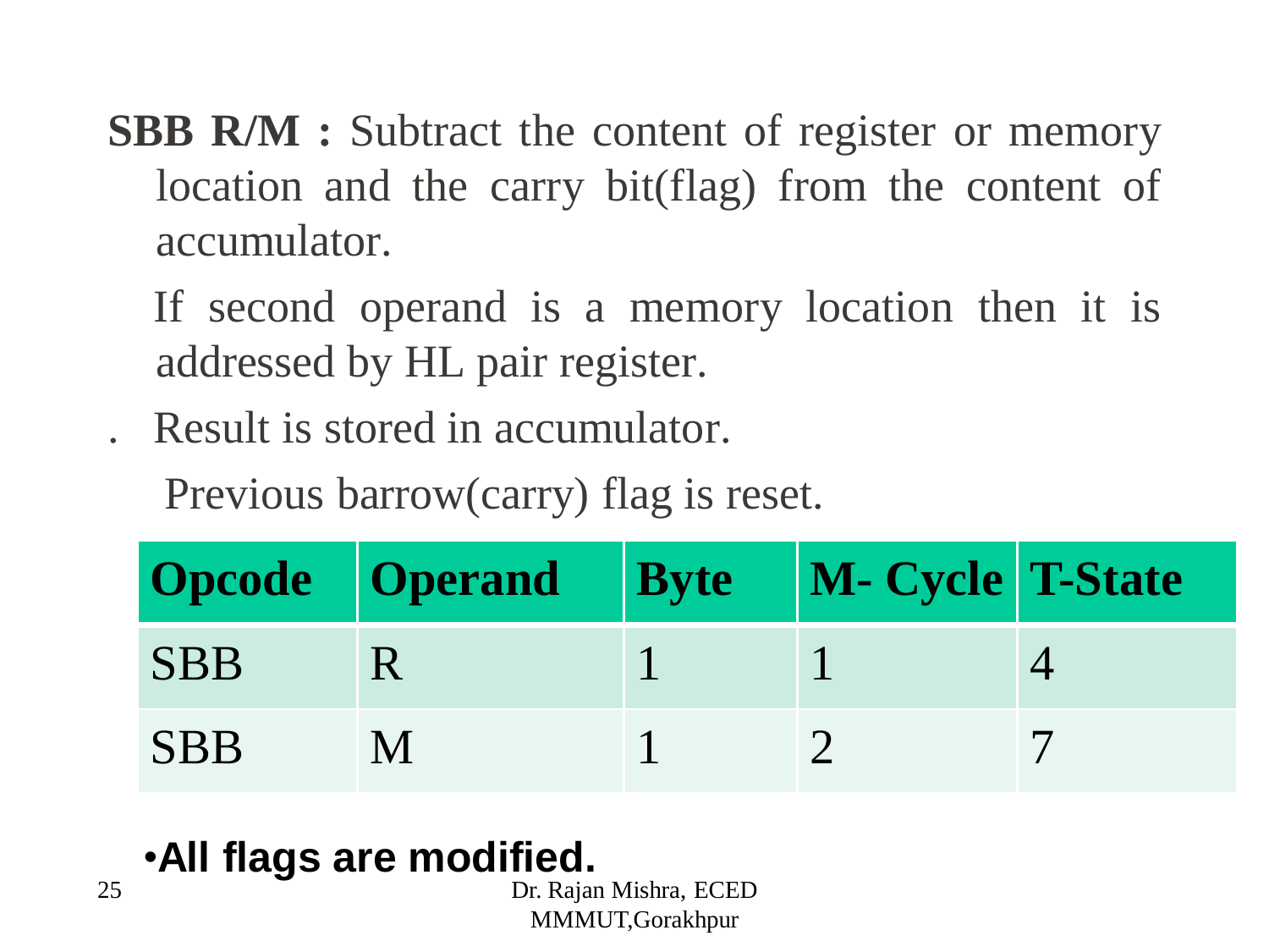**SBB R/M :** Subtract the content of register or memory location and the carry bit(flag) from the content of accumulator.

If second operand is a memory location then it is addressed by HL pair register.

. Result is stored in accumulator.

Previous barrow(carry) flag is reset.

| Opcode | Operand | Byte | M- Cycle | T-State |
|---|---|---|---|---|
| SBB | R | 1 | 1 | 4 |
| SBB | M | 1 | 2 | 7 |

- **All flags are modified.**

Dr. Rajan Mishra, ECED MMMUT,Gorakhpur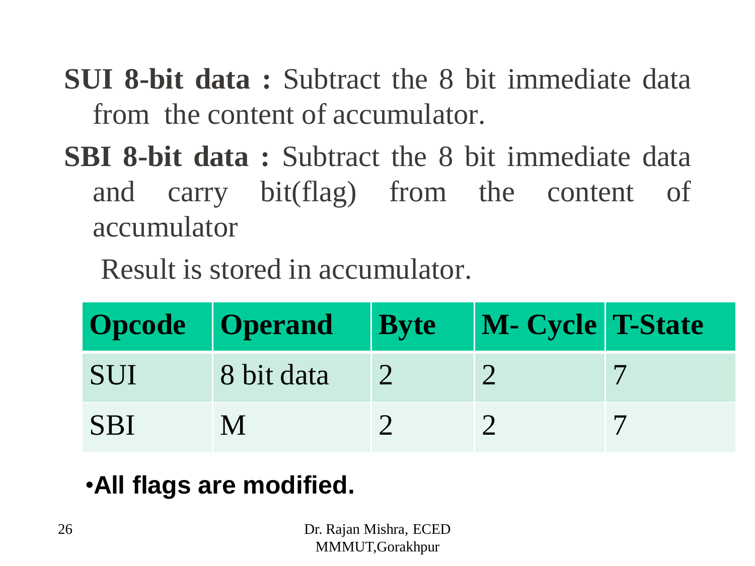**SUI 8-bit data :** Subtract the 8 bit immediate data from the content of accumulator.

**SBI 8-bit data :** Subtract the 8 bit immediate data and carry bit(flag) from the content of accumulator

Result is stored in accumulator.

| Opcode | Operand | Byte | M- Cycle | T-State |
|---|---|---|---|---|
| SUI | 8 bit data | 2 | 2 | 7 |
| SBI | M | 2 | 2 | 7 |

- **All flags are modified.**

Dr. Rajan Mishra, ECED MMMUT,Gorakhpur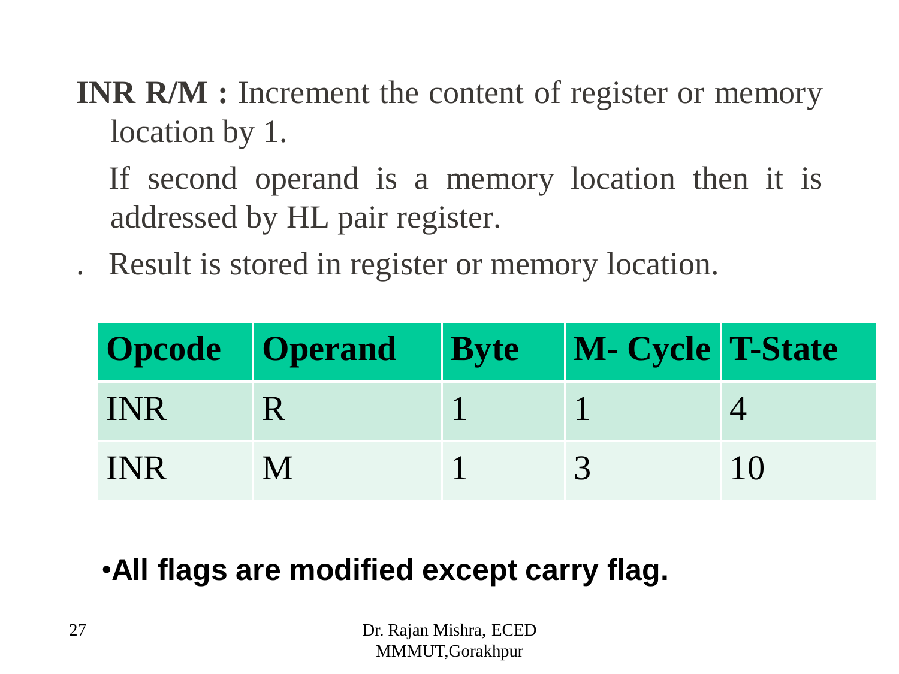**INR R/M :** Increment the content of register or memory location by 1.

If second operand is a memory location then it is addressed by HL pair register.

. Result is stored in register or memory location.

| Opcode | Operand | Byte | M- Cycle | T-State |
|---|---|---|---|---|
| INR | R | 1 | 1 | 4 |
| INR | M | 1 | 3 | 10 |

- **All flags are modified except carry flag.**

Dr. Rajan Mishra, ECED
MMMUT,Gorakhpur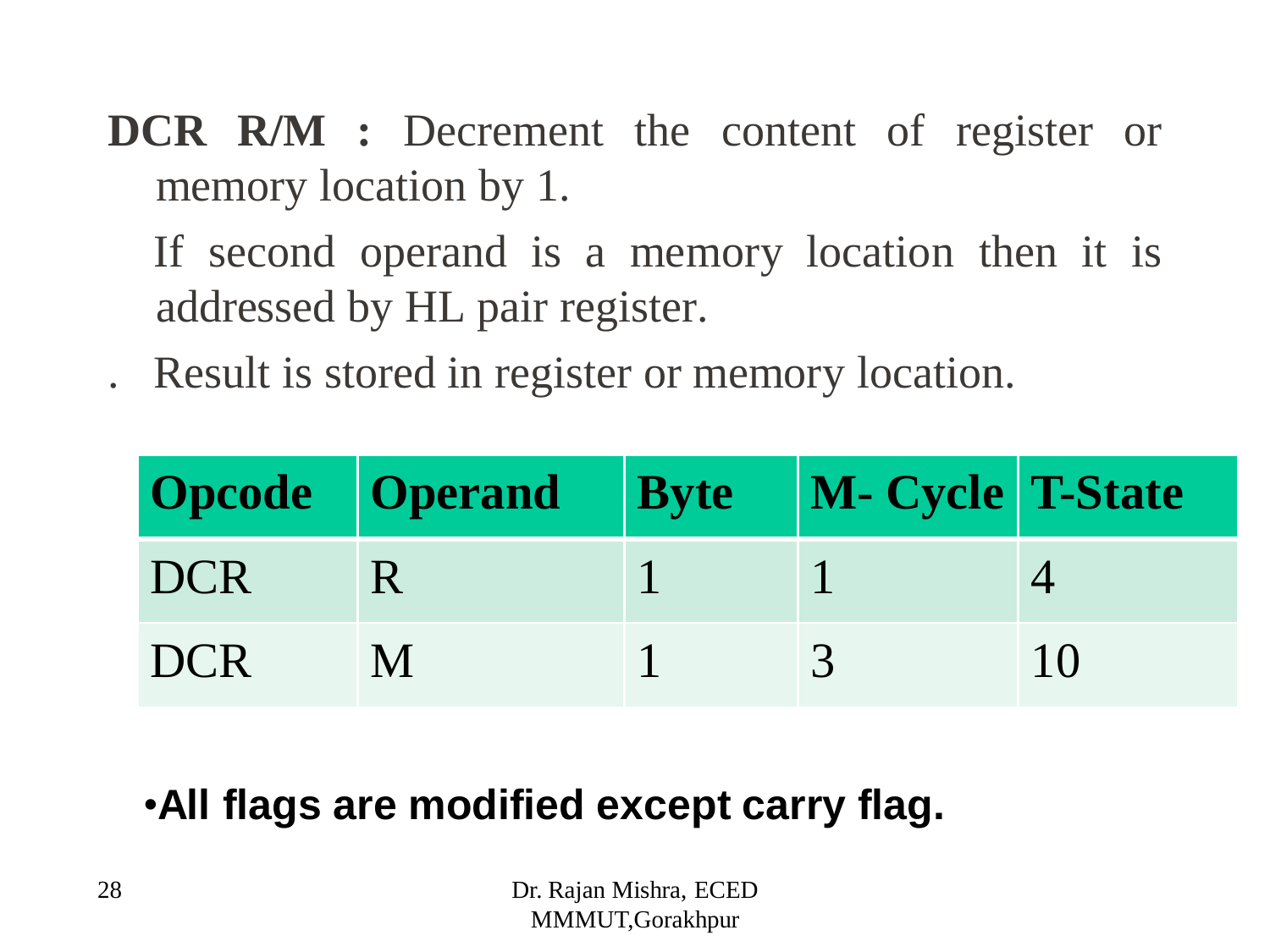**DCR R/M :** Decrement the content of register or memory location by 1.

If second operand is a memory location then it is addressed by HL pair register.

. Result is stored in register or memory location.

| Opcode | Operand | Byte | M- Cycle | T-State |
|---|---|---|---|---|
| DCR | R | 1 | 1 | 4 |
| DCR | M | 1 | 3 | 10 |

- **All flags are modified except carry flag.**

Dr. Rajan Mishra, ECED MMMUT,Gorakhpur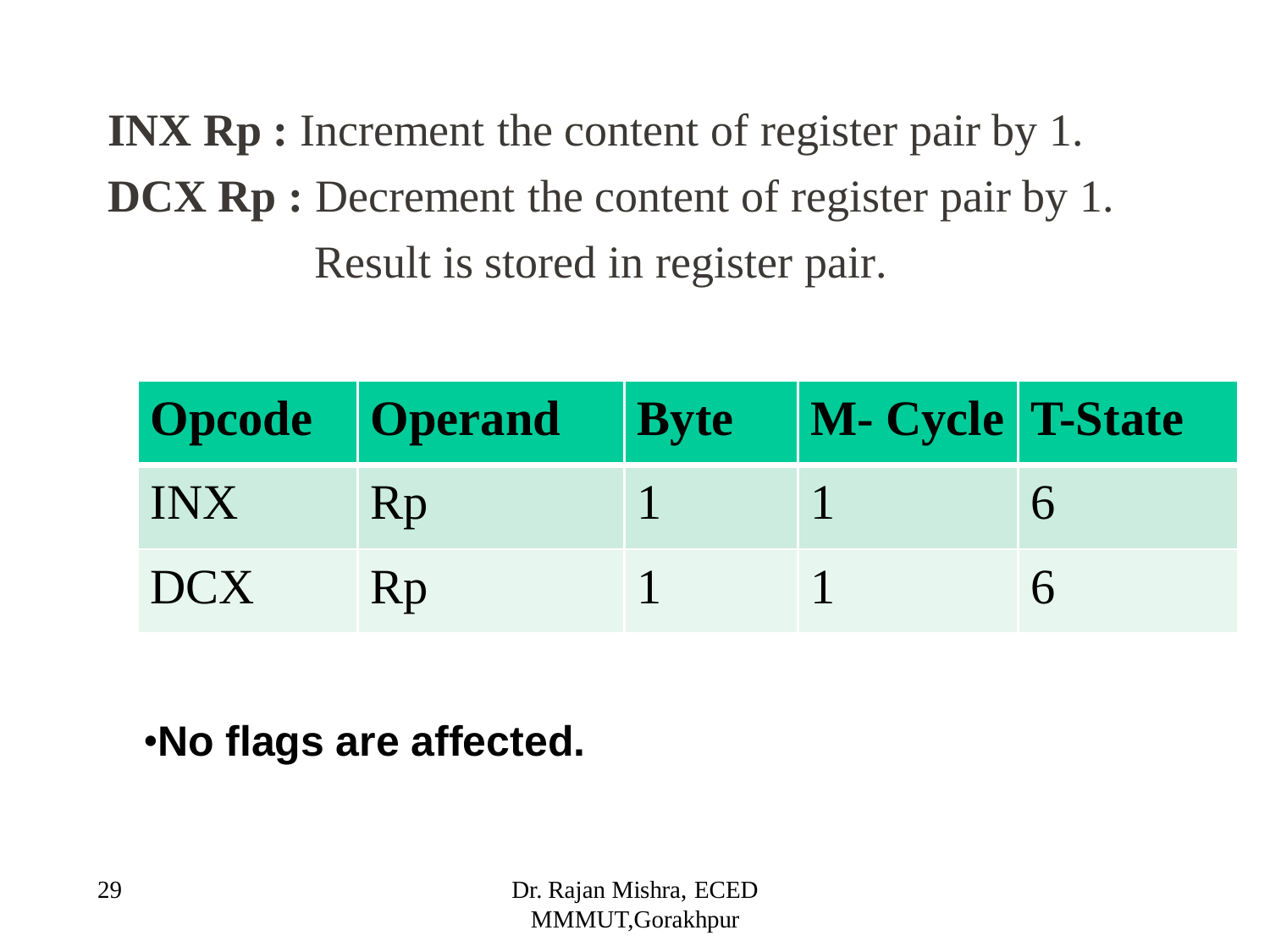**INX Rp :** Increment the content of register pair by 1.

**DCX Rp :** Decrement the content of register pair by 1.
Result is stored in register pair.

| Opcode | Operand | Byte | M- Cycle | T-State |
| --- | --- | --- | --- | --- |
| INX | Rp | 1 | 1 | 6 |
| DCX | Rp | 1 | 1 | 6 |

- **No flags are affected.**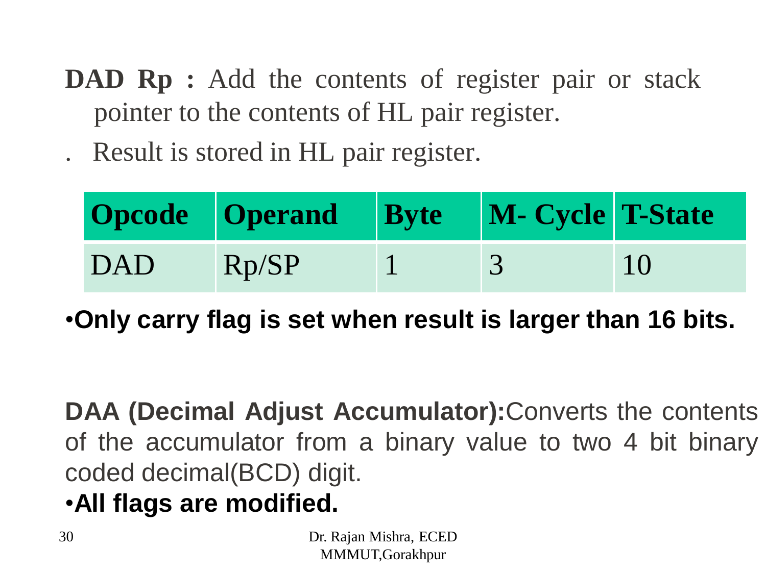**DAD Rp :** Add the contents of register pair or stack pointer to the contents of HL pair register.

. Result is stored in HL pair register.

| Opcode | Operand | Byte | M- Cycle | T-State |
|---|---|---|---|---|
| DAD | Rp/SP | 1 | 3 | 10 |

- **Only carry flag is set when result is larger than 16 bits.**

**DAA (Decimal Adjust Accumulator):** Converts the contents of the accumulator from a binary value to two 4 bit binary coded decimal(BCD) digit.

- **All flags are modified.**

Dr. Rajan Mishra, ECED
MMMUT,Gorakhpur